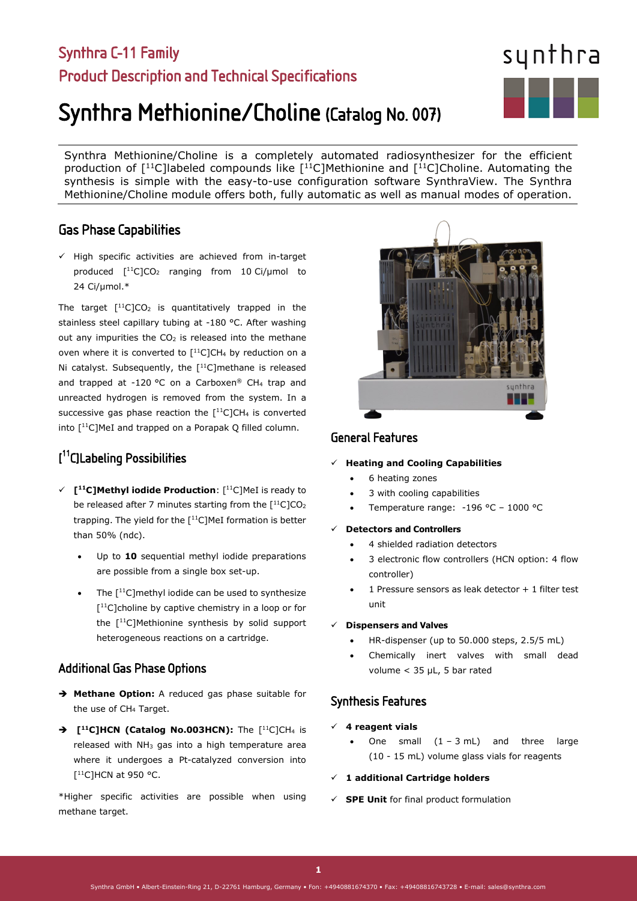# Synthra C-11 Family
## Product Description and Technical Specifications

# Synthra Methionine/Choline (Catalog No. 007)

Synthra Methionine/Choline is a completely automated radiosynthesizer for the efficient production of [$^{11}$C]labeled compounds like [$^{11}$C]Methionine and [$^{11}$C]Choline. Automating the synthesis is simple with the easy-to-use configuration software SynthraView. The Synthra Methionine/Choline module offers both, fully automatic as well as manual modes of operation.

## Gas Phase Capabilities

- ✓ High specific activities are achieved from in-target produced [$^{11}$C]$CO_2$ ranging from 10 Ci/µmol to 24 Ci/µmol.*

The target [$^{11}$C]$CO_2$ is quantitatively trapped in the stainless steel capillary tubing at -180 °C. After washing out any impurities the $CO_2$ is released into the methane oven where it is converted to [$^{11}$C]$CH_4$ by reduction on a Ni catalyst. Subsequently, the [$^{11}$C]methane is released and trapped at -120 °C on a Carboxen® $CH_4$ trap and unreacted hydrogen is removed from the system. In a successive gas phase reaction the [$^{11}$C]$CH_4$ is converted into [$^{11}$C]MeI and trapped on a Porapak Q filled column.

## [$^{11}$C]Labeling Possibilities

- ✓ **[$^{11}$C]Methyl iodide Production**: [$^{11}$C]MeI is ready to be released after 7 minutes starting from the [$^{11}$C]$CO_2$ trapping. The yield for the [$^{11}$C]MeI formation is better than 50% (ndc).
  - Up to **10** sequential methyl iodide preparations are possible from a single box set-up.
  - The [$^{11}$C]methyl iodide can be used to synthesize [$^{11}$C]choline by captive chemistry in a loop or for the [$^{11}$C]Methionine synthesis by solid support heterogeneous reactions on a cartridge.

## Additional Gas Phase Options

- ➔ **Methane Option:** A reduced gas phase suitable for the use of $CH_4$ Target.
- ➔ **[$^{11}$C]HCN (Catalog No.003HCN):** The [$^{11}$C]$CH_4$ is released with $NH_3$ gas into a high temperature area where it undergoes a Pt-catalyzed conversion into [$^{11}$C]HCN at 950 °C.

*Higher specific activities are possible when using methane target.

## General Features

- ✓ **Heating and Cooling Capabilities**
  - 6 heating zones
  - 3 with cooling capabilities
  - Temperature range: -196 °C – 1000 °C
- ✓ **Detectors and Controllers**
  - 4 shielded radiation detectors
  - 3 electronic flow controllers (HCN option: 4 flow controller)
  - 1 Pressure sensors as leak detector + 1 filter test unit
- ✓ **Dispensers and Valves**
  - HR-dispenser (up to 50.000 steps, 2.5/5 mL)
  - Chemically inert valves with small dead volume < 35 µL, 5 bar rated

## Synthesis Features

- ✓ **4 reagent vials**
  - One small (1 – 3 mL) and three large (10 - 15 mL) volume glass vials for reagents
- ✓ **1 additional Cartridge holders**
- ✓ **SPE Unit** for final product formulation

Synthra GmbH • Albert-Einstein-Ring 21, D-22761 Hamburg, Germany • Fon: +4940881674370 • Fax: +40408816743728 • E-mail: sales@synthra.com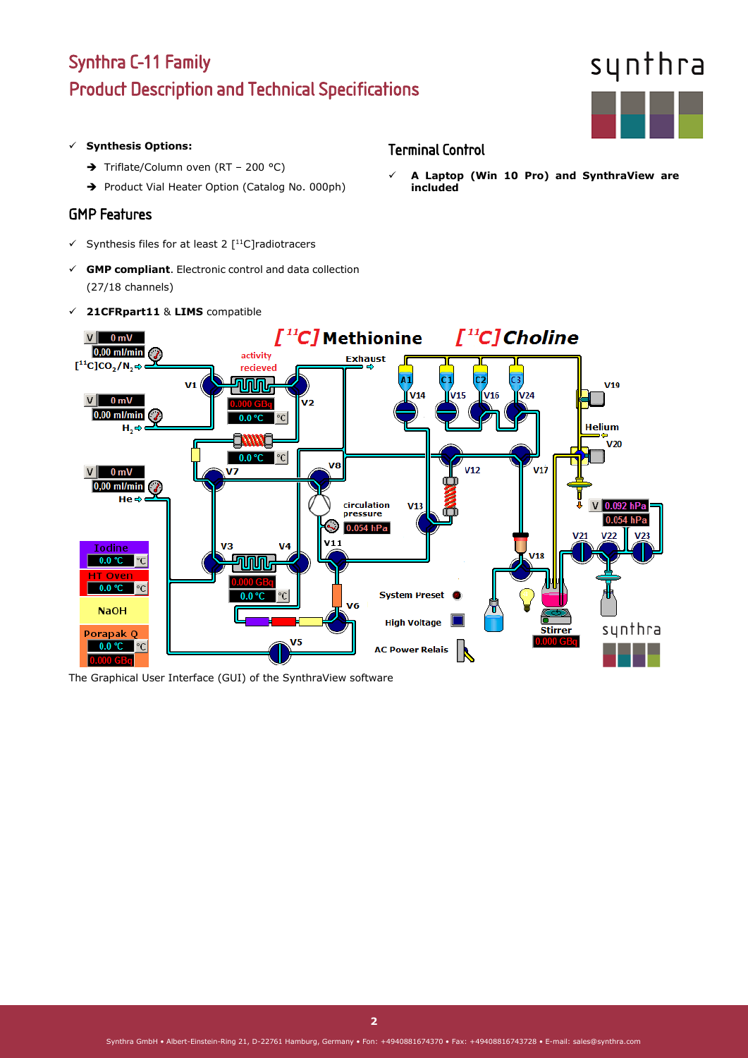# Synthra C-11 Family

## Product Description and Technical Specifications

- ✓ **Synthesis Options:**
  - ➔ Triflate/Column oven (RT – 200 °C)
  - ➔ Product Vial Heater Option (Catalog No. 000ph)

## GMP Features

- ✓ Synthesis files for at least 2 [$^{11}$C]radiotracers
- ✓ **GMP compliant**. Electronic control and data collection (27/18 channels)
- ✓ **21CFRpart11** & **LIMS** compatible

## Terminal Control

- ✓ **A Laptop (Win 10 Pro) and SynthraView are included**

[$^{11}$C]Methionine

[$^{11}$C]Choline

V
0 mV
0,00 ml/min
[$^{11}$C]$CO_2$/$N_2$
V
0 mV
0,00 ml/min
$H_2$
V
0 mV
0,00 ml/min
He
activity recieved
0.000 GBq
0.0 °C
0.0 °C
Exhaust
V1
V2
V3
V4
V5
V6
V7
V8
V11
V12
V13
V14
V15
V16
V17
V18
V19
V20
V21
V22
V23
V24
A1
C1
C2
C3
Helium
circulation pressure
0.054 hPa
0.092 hPa
0.054 hPa
0.000 GBq
0.0 °C
Iodine
0.0 °C
HT Oven
0.0 °C
NaOH
Porapak Q
0.0 °C
0.000 GBq
System Preset
High Voltage
AC Power Relais
Stirrer
0.000 GBq
synthra

The Graphical User Interface (GUI) of the SynthraView software

Synthra GmbH • Albert-Einstein-Ring 21, D-22761 Hamburg, Germany • Fon: +4940881674370 • Fax: +49408816743728 • E-mail: sales@synthra.com